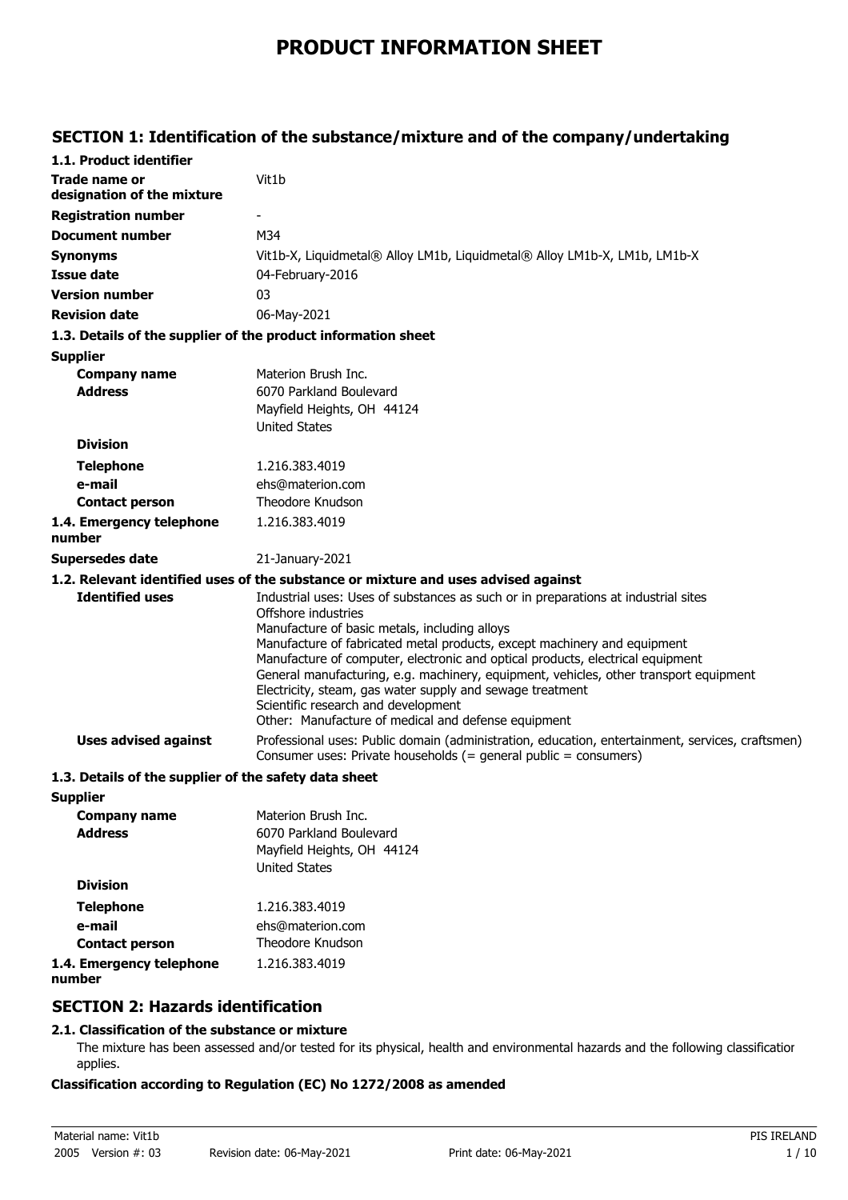# PRODUCT INFORMATION SHEET

## SECTION 1: Identification of the substance/mixture and of the company/undertaking

### 1.1. Product identifier

| | |
|---|---|
| **Trade name or designation of the mixture** | Vit1b |
| **Registration number** | - |
| **Document number** | M34 |
| **Synonyms** | Vit1b-X, Liquidmetal® Alloy LM1b, Liquidmetal® Alloy LM1b-X, LM1b, LM1b-X |
| **Issue date** | 04-February-2016 |
| **Version number** | 03 |
| **Revision date** | 06-May-2021 |

### 1.3. Details of the supplier of the product information sheet

**Supplier**

| | |
|---|---|
| **Company name** | Materion Brush Inc. |
| **Address** | 6070 Parkland Boulevard<br>Mayfield Heights, OH 44124<br>United States |
| **Division** | |
| **Telephone** | 1.216.383.4019 |
| **e-mail** | ehs@materion.com |
| **Contact person** | Theodore Knudson |
| **1.4. Emergency telephone number** | 1.216.383.4019 |
| **Supersedes date** | 21-January-2021 |

### 1.2. Relevant identified uses of the substance or mixture and uses advised against

**Identified uses**

Industrial uses: Uses of substances as such or in preparations at industrial sites
Offshore industries
Manufacture of basic metals, including alloys
Manufacture of fabricated metal products, except machinery and equipment
Manufacture of computer, electronic and optical products, electrical equipment
General manufacturing, e.g. machinery, equipment, vehicles, other transport equipment
Electricity, steam, gas water supply and sewage treatment
Scientific research and development
Other: Manufacture of medical and defense equipment

**Uses advised against**

Professional uses: Public domain (administration, education, entertainment, services, craftsmen)
Consumer uses: Private households (= general public = consumers)

### 1.3. Details of the supplier of the safety data sheet

**Supplier**

| | |
|---|---|
| **Company name** | Materion Brush Inc. |
| **Address** | 6070 Parkland Boulevard<br>Mayfield Heights, OH 44124<br>United States |
| **Division** | |
| **Telephone** | 1.216.383.4019 |
| **e-mail** | ehs@materion.com |
| **Contact person** | Theodore Knudson |
| **1.4. Emergency telephone number** | 1.216.383.4019 |

## SECTION 2: Hazards identification

### 2.1. Classification of the substance or mixture

The mixture has been assessed and/or tested for its physical, health and environmental hazards and the following classification applies.

**Classification according to Regulation (EC) No 1272/2008 as amended**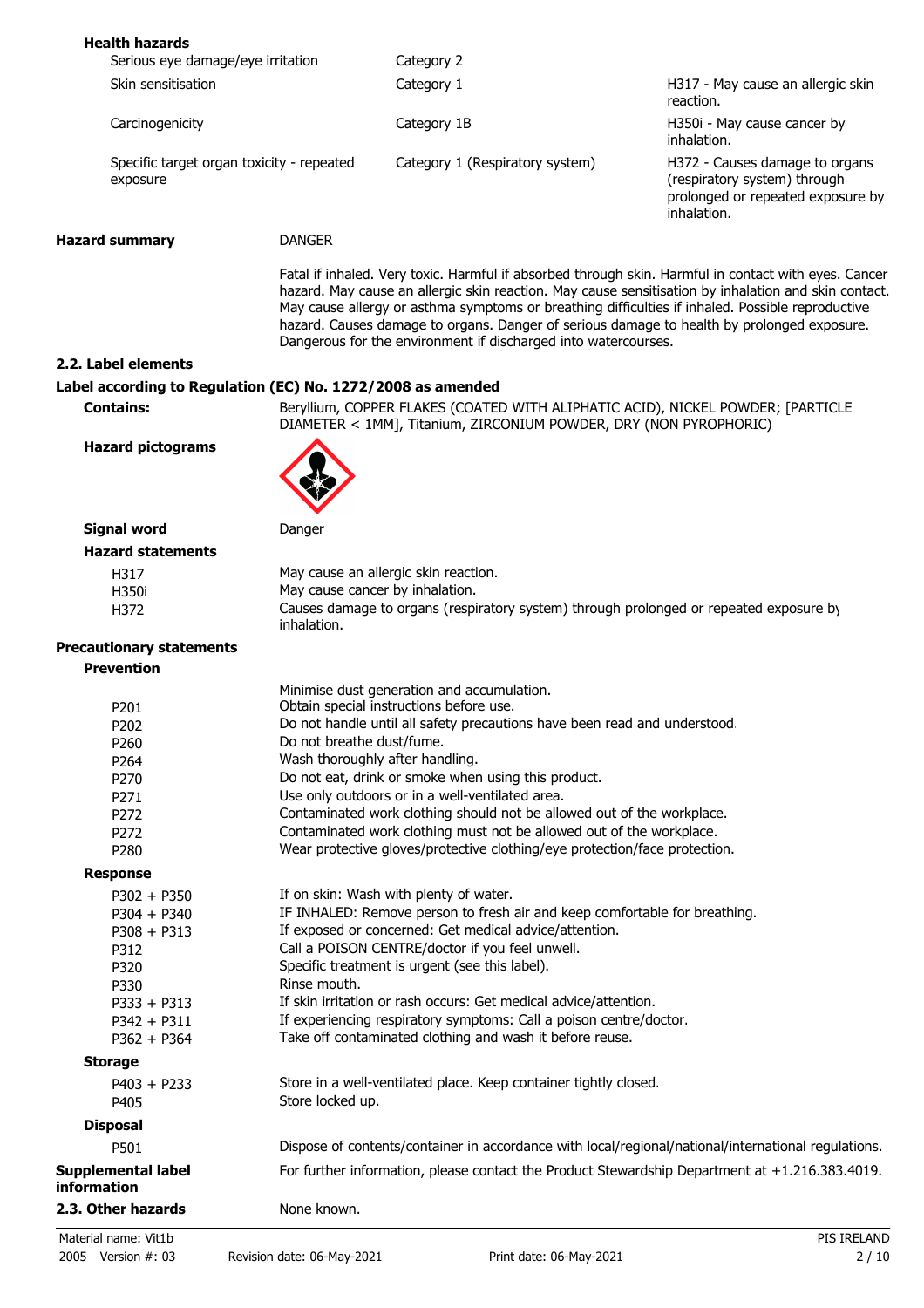**Health hazards**

| | | |
|---|---|---|
| Serious eye damage/eye irritation | Category 2 | |
| Skin sensitisation | Category 1 | H317 - May cause an allergic skin reaction. |
| Carcinogenicity | Category 1B | H350i - May cause cancer by inhalation. |
| Specific target organ toxicity - repeated exposure | Category 1 (Respiratory system) | H372 - Causes damage to organs (respiratory system) through prolonged or repeated exposure by inhalation. |

**Hazard summary** DANGER

Fatal if inhaled. Very toxic. Harmful if absorbed through skin. Harmful in contact with eyes. Cancer hazard. May cause an allergic skin reaction. May cause sensitisation by inhalation and skin contact. May cause allergy or asthma symptoms or breathing difficulties if inhaled. Possible reproductive hazard. Causes damage to organs. Danger of serious damage to health by prolonged exposure. Dangerous for the environment if discharged into watercourses.

## 2.2. Label elements

### Label according to Regulation (EC) No. 1272/2008 as amended

**Contains:** Beryllium, COPPER FLAKES (COATED WITH ALIPHATIC ACID), NICKEL POWDER; [PARTICLE DIAMETER < 1MM], Titanium, ZIRCONIUM POWDER, DRY (NON PYROPHORIC)

**Hazard pictograms**

**Signal word** Danger

**Hazard statements**

| | |
|---|---|
| H317 | May cause an allergic skin reaction. |
| H350i | May cause cancer by inhalation. |
| H372 | Causes damage to organs (respiratory system) through prolonged or repeated exposure by inhalation. |

**Precautionary statements**

**Prevention**

| | |
|---|---|
| | Minimise dust generation and accumulation. |
| P201 | Obtain special instructions before use. |
| P202 | Do not handle until all safety precautions have been read and understood. |
| P260 | Do not breathe dust/fume. |
| P264 | Wash thoroughly after handling. |
| P270 | Do not eat, drink or smoke when using this product. |
| P271 | Use only outdoors or in a well-ventilated area. |
| P272 | Contaminated work clothing should not be allowed out of the workplace. |
| P272 | Contaminated work clothing must not be allowed out of the workplace. |
| P280 | Wear protective gloves/protective clothing/eye protection/face protection. |

**Response**

| | |
|---|---|
| P302 + P350 | If on skin: Wash with plenty of water. |
| P304 + P340 | IF INHALED: Remove person to fresh air and keep comfortable for breathing. |
| P308 + P313 | If exposed or concerned: Get medical advice/attention. |
| P312 | Call a POISON CENTRE/doctor if you feel unwell. |
| P320 | Specific treatment is urgent (see this label). |
| P330 | Rinse mouth. |
| P333 + P313 | If skin irritation or rash occurs: Get medical advice/attention. |
| P342 + P311 | If experiencing respiratory symptoms: Call a poison centre/doctor. |
| P362 + P364 | Take off contaminated clothing and wash it before reuse. |

**Storage**

| | |
|---|---|
| P403 + P233 | Store in a well-ventilated place. Keep container tightly closed. |
| P405 | Store locked up. |

**Disposal**

| | |
|---|---|
| P501 | Dispose of contents/container in accordance with local/regional/national/international regulations. |

**Supplemental label information** For further information, please contact the Product Stewardship Department at +1.216.383.4019.

## 2.3. Other hazards

None known.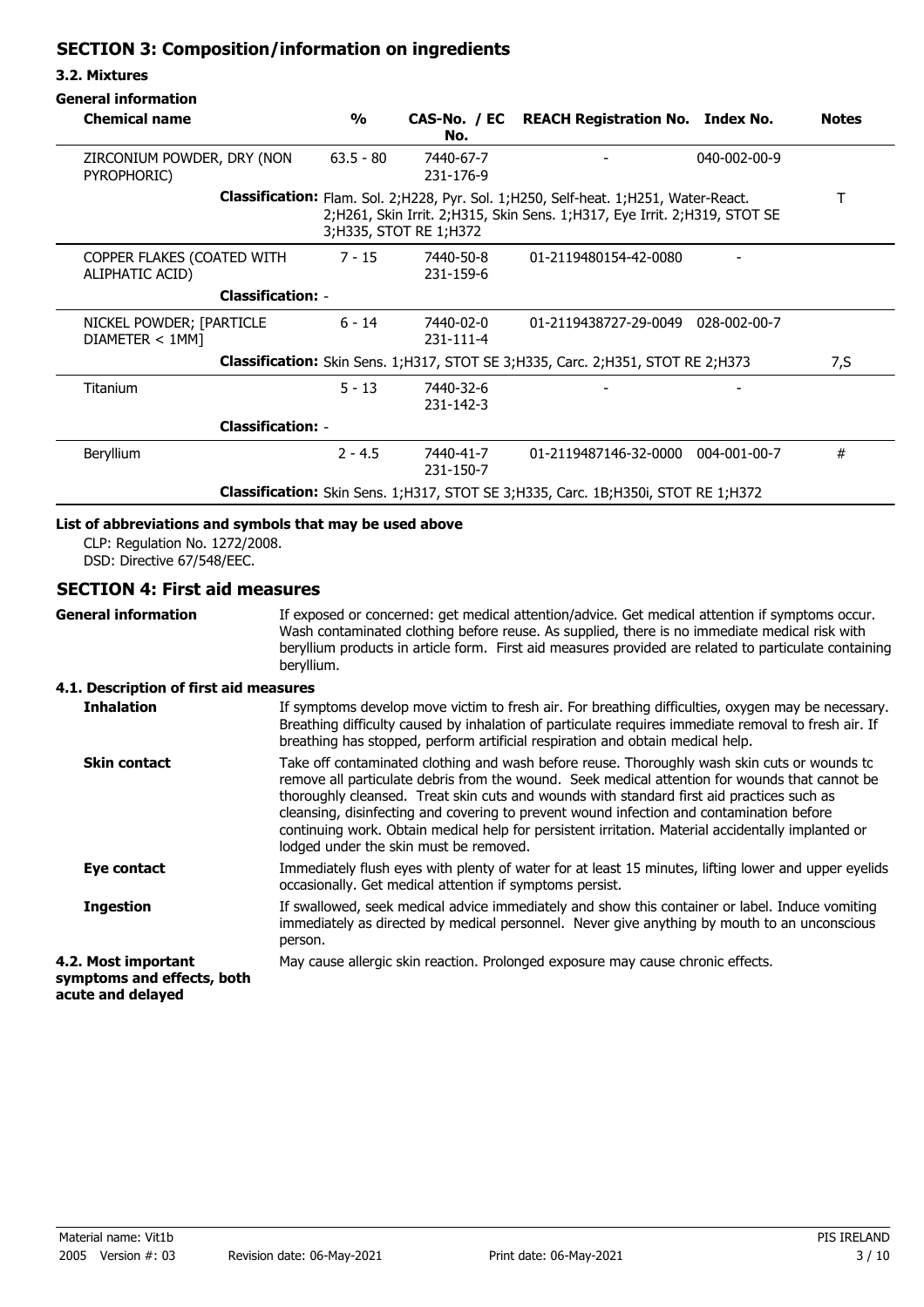## SECTION 3: Composition/information on ingredients

### 3.2. Mixtures

**General information**

| Chemical name | % | CAS-No. / EC No. | REACH Registration No. | Index No. | Notes |
|---|---|---|---|---|---|
| ZIRCONIUM POWDER, DRY (NON PYROPHORIC) | 63.5 - 80 | 7440-67-7 231-176-9 | - | 040-002-00-9 | |
| **Classification:** Flam. Sol. 2;H228, Pyr. Sol. 1;H250, Self-heat. 1;H251, Water-React. 2;H261, Skin Irrit. 2;H315, Skin Sens. 1;H317, Eye Irrit. 2;H319, STOT SE 3;H335, STOT RE 1;H372 | | | | | T |
| COPPER FLAKES (COATED WITH ALIPHATIC ACID) | 7 - 15 | 7440-50-8 231-159-6 | 01-2119480154-42-0080 | - | |
| **Classification:** - | | | | | |
| NICKEL POWDER; [PARTICLE DIAMETER < 1MM] | 6 - 14 | 7440-02-0 231-111-4 | 01-2119438727-29-0049 | 028-002-00-7 | |
| **Classification:** Skin Sens. 1;H317, STOT SE 3;H335, Carc. 2;H351, STOT RE 2;H373 | | | | | 7,S |
| Titanium | 5 - 13 | 7440-32-6 231-142-3 | - | - | |
| **Classification:** - | | | | | |
| Beryllium | 2 - 4.5 | 7440-41-7 231-150-7 | 01-2119487146-32-0000 | 004-001-00-7 | # |
| **Classification:** Skin Sens. 1;H317, STOT SE 3;H335, Carc. 1B;H350i, STOT RE 1;H372 | | | | | |

**List of abbreviations and symbols that may be used above**

CLP: Regulation No. 1272/2008.
DSD: Directive 67/548/EEC.

## SECTION 4: First aid measures

**General information**

If exposed or concerned: get medical attention/advice. Get medical attention if symptoms occur. Wash contaminated clothing before reuse. As supplied, there is no immediate medical risk with beryllium products in article form. First aid measures provided are related to particulate containing beryllium.

### 4.1. Description of first aid measures

**Inhalation**

If symptoms develop move victim to fresh air. For breathing difficulties, oxygen may be necessary. Breathing difficulty caused by inhalation of particulate requires immediate removal to fresh air. If breathing has stopped, perform artificial respiration and obtain medical help.

**Skin contact**

Take off contaminated clothing and wash before reuse. Thoroughly wash skin cuts or wounds to remove all particulate debris from the wound. Seek medical attention for wounds that cannot be thoroughly cleansed. Treat skin cuts and wounds with standard first aid practices such as cleansing, disinfecting and covering to prevent wound infection and contamination before continuing work. Obtain medical help for persistent irritation. Material accidentally implanted or lodged under the skin must be removed.

**Eye contact**

Immediately flush eyes with plenty of water for at least 15 minutes, lifting lower and upper eyelids occasionally. Get medical attention if symptoms persist.

**Ingestion**

If swallowed, seek medical advice immediately and show this container or label. Induce vomiting immediately as directed by medical personnel. Never give anything by mouth to an unconscious person.

### 4.2. Most important symptoms and effects, both acute and delayed

May cause allergic skin reaction. Prolonged exposure may cause chronic effects.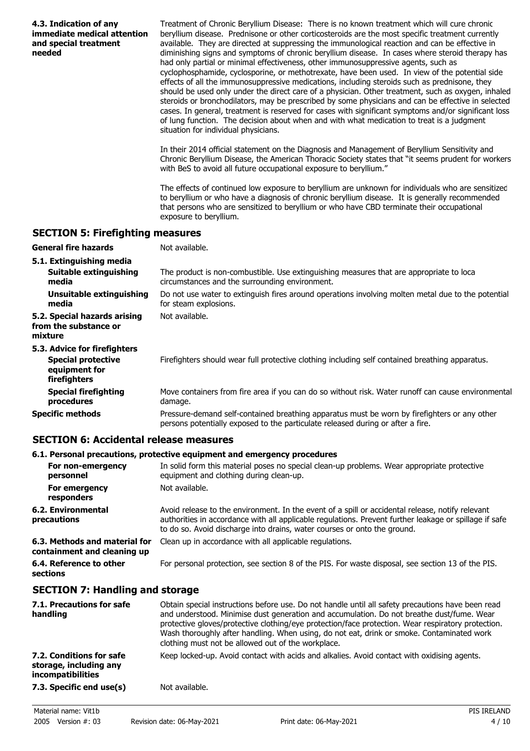**4.3. Indication of any immediate medical attention and special treatment needed**

Treatment of Chronic Beryllium Disease: There is no known treatment which will cure chronic beryllium disease. Prednisone or other corticosteroids are the most specific treatment currently available. They are directed at suppressing the immunological reaction and can be effective in diminishing signs and symptoms of chronic beryllium disease. In cases where steroid therapy has had only partial or minimal effectiveness, other immunosuppressive agents, such as cyclophosphamide, cyclosporine, or methotrexate, have been used. In view of the potential side effects of all the immunosuppressive medications, including steroids such as prednisone, they should be used only under the direct care of a physician. Other treatment, such as oxygen, inhaled steroids or bronchodilators, may be prescribed by some physicians and can be effective in selected cases. In general, treatment is reserved for cases with significant symptoms and/or significant loss of lung function. The decision about when and with what medication to treat is a judgment situation for individual physicians.

In their 2014 official statement on the Diagnosis and Management of Beryllium Sensitivity and Chronic Beryllium Disease, the American Thoracic Society states that "it seems prudent for workers with BeS to avoid all future occupational exposure to beryllium."

The effects of continued low exposure to beryllium are unknown for individuals who are sensitized to beryllium or who have a diagnosis of chronic beryllium disease. It is generally recommended that persons who are sensitized to beryllium or who have CBD terminate their occupational exposure to beryllium.

## SECTION 5: Firefighting measures

**General fire hazards** Not available.

**5.1. Extinguishing media**

**Suitable extinguishing media** The product is non-combustible. Use extinguishing measures that are appropriate to loca circumstances and the surrounding environment.

**Unsuitable extinguishing media** Do not use water to extinguish fires around operations involving molten metal due to the potential for steam explosions.

**5.2. Special hazards arising from the substance or mixture** Not available.

**5.3. Advice for firefighters**

**Special protective equipment for firefighters** Firefighters should wear full protective clothing including self contained breathing apparatus.

**Special firefighting procedures** Move containers from fire area if you can do so without risk. Water runoff can cause environmental damage.

**Specific methods** Pressure-demand self-contained breathing apparatus must be worn by firefighters or any other persons potentially exposed to the particulate released during or after a fire.

## SECTION 6: Accidental release measures

**6.1. Personal precautions, protective equipment and emergency procedures**

**For non-emergency personnel** In solid form this material poses no special clean-up problems. Wear appropriate protective equipment and clothing during clean-up.

**For emergency responders** Not available.

**6.2. Environmental precautions** Avoid release to the environment. In the event of a spill or accidental release, notify relevant authorities in accordance with all applicable regulations. Prevent further leakage or spillage if safe to do so. Avoid discharge into drains, water courses or onto the ground.

**6.3. Methods and material for containment and cleaning up** Clean up in accordance with all applicable regulations.

**6.4. Reference to other sections** For personal protection, see section 8 of the PIS. For waste disposal, see section 13 of the PIS.

## SECTION 7: Handling and storage

**7.1. Precautions for safe handling** Obtain special instructions before use. Do not handle until all safety precautions have been read and understood. Minimise dust generation and accumulation. Do not breathe dust/fume. Wear protective gloves/protective clothing/eye protection/face protection. Wear respiratory protection. Wash thoroughly after handling. When using, do not eat, drink or smoke. Contaminated work clothing must not be allowed out of the workplace.

**7.2. Conditions for safe storage, including any incompatibilities** Keep locked-up. Avoid contact with acids and alkalies. Avoid contact with oxidising agents.

**7.3. Specific end use(s)** Not available.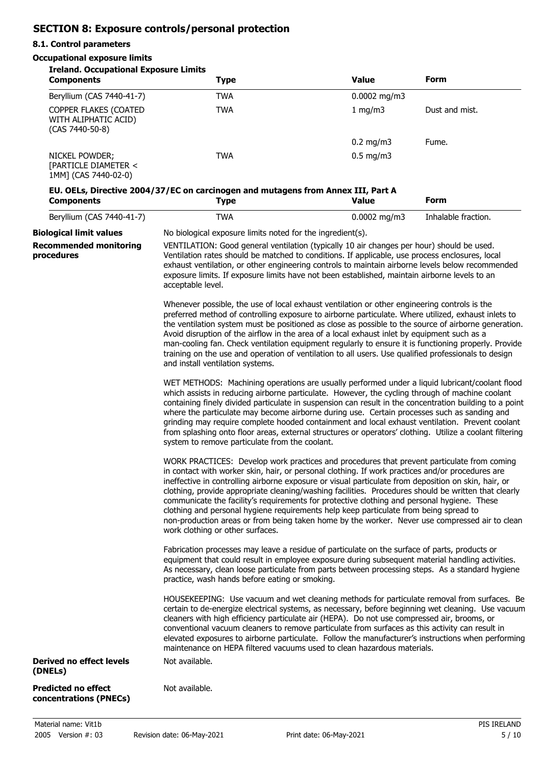## SECTION 8: Exposure controls/personal protection

### 8.1. Control parameters

**Occupational exposure limits**

**Ireland. Occupational Exposure Limits**

| Components | Type | Value | Form |
|---|---|---|---|
| Beryllium (CAS 7440-41-7) | TWA | 0.0002 mg/m3 | |
| COPPER FLAKES (COATED WITH ALIPHATIC ACID) (CAS 7440-50-8) | TWA | 1 mg/m3 | Dust and mist. |
| | | 0.2 mg/m3 | Fume. |
| NICKEL POWDER; [PARTICLE DIAMETER < 1MM] (CAS 7440-02-0) | TWA | 0.5 mg/m3 | |

**EU. OELs, Directive 2004/37/EC on carcinogen and mutagens from Annex III, Part A**

| Components | Type | Value | Form |
|---|---|---|---|
| Beryllium (CAS 7440-41-7) | TWA | 0.0002 mg/m3 | Inhalable fraction. |

**Biological limit values**

No biological exposure limits noted for the ingredient(s).

**Recommended monitoring procedures**

VENTILATION: Good general ventilation (typically 10 air changes per hour) should be used. Ventilation rates should be matched to conditions. If applicable, use process enclosures, local exhaust ventilation, or other engineering controls to maintain airborne levels below recommended exposure limits. If exposure limits have not been established, maintain airborne levels to an acceptable level.

Whenever possible, the use of local exhaust ventilation or other engineering controls is the preferred method of controlling exposure to airborne particulate. Where utilized, exhaust inlets to the ventilation system must be positioned as close as possible to the source of airborne generation. Avoid disruption of the airflow in the area of a local exhaust inlet by equipment such as a man-cooling fan. Check ventilation equipment regularly to ensure it is functioning properly. Provide training on the use and operation of ventilation to all users. Use qualified professionals to design and install ventilation systems.

WET METHODS: Machining operations are usually performed under a liquid lubricant/coolant flood which assists in reducing airborne particulate. However, the cycling through of machine coolant containing finely divided particulate in suspension can result in the concentration building to a point where the particulate may become airborne during use. Certain processes such as sanding and grinding may require complete hooded containment and local exhaust ventilation. Prevent coolant from splashing onto floor areas, external structures or operators' clothing. Utilize a coolant filtering system to remove particulate from the coolant.

WORK PRACTICES: Develop work practices and procedures that prevent particulate from coming in contact with worker skin, hair, or personal clothing. If work practices and/or procedures are ineffective in controlling airborne exposure or visual particulate from deposition on skin, hair, or clothing, provide appropriate cleaning/washing facilities. Procedures should be written that clearly communicate the facility's requirements for protective clothing and personal hygiene. These clothing and personal hygiene requirements help keep particulate from being spread to non-production areas or from being taken home by the worker. Never use compressed air to clean work clothing or other surfaces.

Fabrication processes may leave a residue of particulate on the surface of parts, products or equipment that could result in employee exposure during subsequent material handling activities. As necessary, clean loose particulate from parts between processing steps. As a standard hygiene practice, wash hands before eating or smoking.

HOUSEKEEPING: Use vacuum and wet cleaning methods for particulate removal from surfaces. Be certain to de-energize electrical systems, as necessary, before beginning wet cleaning. Use vacuum cleaners with high efficiency particulate air (HEPA). Do not use compressed air, brooms, or conventional vacuum cleaners to remove particulate from surfaces as this activity can result in elevated exposures to airborne particulate. Follow the manufacturer's instructions when performing maintenance on HEPA filtered vacuums used to clean hazardous materials.

**Derived no effect levels (DNELs)**

Not available.

**Predicted no effect concentrations (PNECs)**

Not available.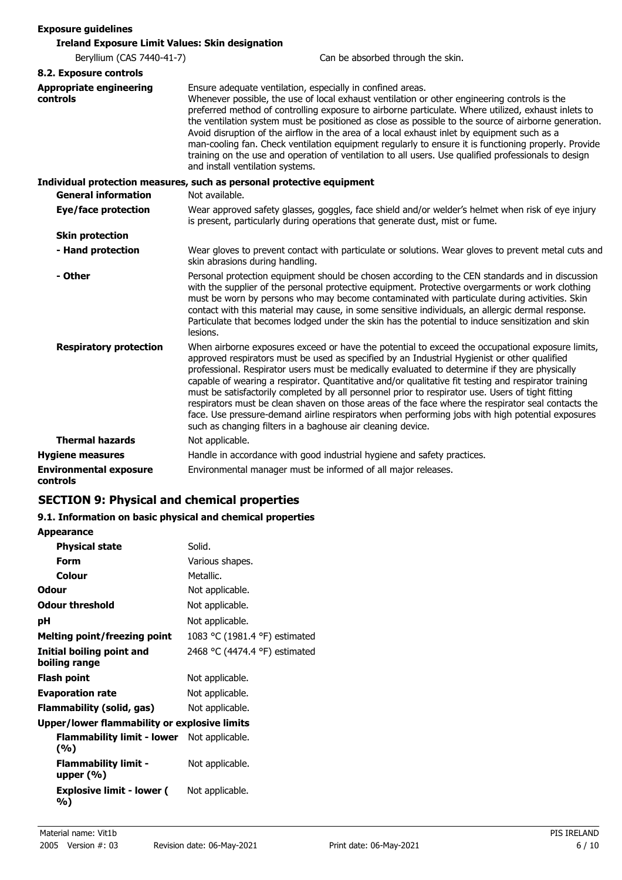**Exposure guidelines**

**Ireland Exposure Limit Values: Skin designation**

| | |
|---|---|
| Beryllium (CAS 7440-41-7) | Can be absorbed through the skin. |

**8.2. Exposure controls**

| | |
|---|---|
| **Appropriate engineering controls** | Ensure adequate ventilation, especially in confined areas. Whenever possible, the use of local exhaust ventilation or other engineering controls is the preferred method of controlling exposure to airborne particulate. Where utilized, exhaust inlets to the ventilation system must be positioned as close as possible to the source of airborne generation. Avoid disruption of the airflow in the area of a local exhaust inlet by equipment such as a man-cooling fan. Check ventilation equipment regularly to ensure it is functioning properly. Provide training on the use and operation of ventilation to all users. Use qualified professionals to design and install ventilation systems. |

**Individual protection measures, such as personal protective equipment**

| | |
|---|---|
| **General information** | Not available. |
| **Eye/face protection** | Wear approved safety glasses, goggles, face shield and/or welder's helmet when risk of eye injury is present, particularly during operations that generate dust, mist or fume. |
| **Skin protection** | |
| **- Hand protection** | Wear gloves to prevent contact with particulate or solutions. Wear gloves to prevent metal cuts and skin abrasions during handling. |
| **- Other** | Personal protection equipment should be chosen according to the CEN standards and in discussion with the supplier of the personal protective equipment. Protective overgarments or work clothing must be worn by persons who may become contaminated with particulate during activities. Skin contact with this material may cause, in some sensitive individuals, an allergic dermal response. Particulate that becomes lodged under the skin has the potential to induce sensitization and skin lesions. |
| **Respiratory protection** | When airborne exposures exceed or have the potential to exceed the occupational exposure limits, approved respirators must be used as specified by an Industrial Hygienist or other qualified professional. Respirator users must be medically evaluated to determine if they are physically capable of wearing a respirator. Quantitative and/or qualitative fit testing and respirator training must be satisfactorily completed by all personnel prior to respirator use. Users of tight fitting respirators must be clean shaven on those areas of the face where the respirator seal contacts the face. Use pressure-demand airline respirators when performing jobs with high potential exposures such as changing filters in a baghouse air cleaning device. |
| **Thermal hazards** | Not applicable. |
| **Hygiene measures** | Handle in accordance with good industrial hygiene and safety practices. |
| **Environmental exposure controls** | Environmental manager must be informed of all major releases. |

## SECTION 9: Physical and chemical properties

**9.1. Information on basic physical and chemical properties**

| | |
|---|---|
| **Appearance** | |
| **Physical state** | Solid. |
| **Form** | Various shapes. |
| **Colour** | Metallic. |
| **Odour** | Not applicable. |
| **Odour threshold** | Not applicable. |
| **pH** | Not applicable. |
| **Melting point/freezing point** | 1083 °C (1981.4 °F) estimated |
| **Initial boiling point and boiling range** | 2468 °C (4474.4 °F) estimated |
| **Flash point** | Not applicable. |
| **Evaporation rate** | Not applicable. |
| **Flammability (solid, gas)** | Not applicable. |
| **Upper/lower flammability or explosive limits** | |
| **Flammability limit - lower (%)** | Not applicable. |
| **Flammability limit - upper (%)** | Not applicable. |
| **Explosive limit - lower (%)** | Not applicable. |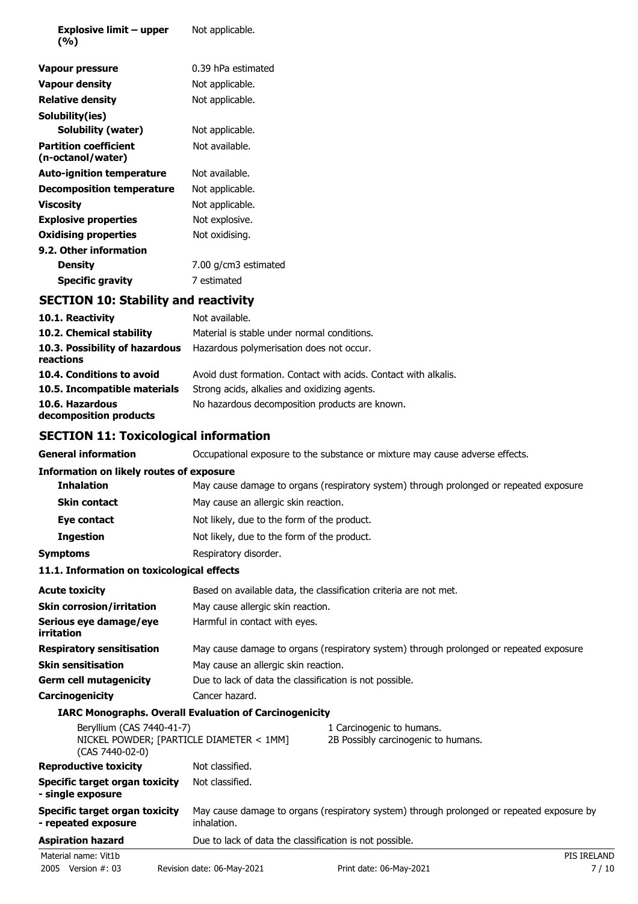| | |
|---|---|
| **Explosive limit – upper (%)** | Not applicable. |
| **Vapour pressure** | 0.39 hPa estimated |
| **Vapour density** | Not applicable. |
| **Relative density** | Not applicable. |
| **Solubility(ies)** | |
| **Solubility (water)** | Not applicable. |
| **Partition coefficient (n-octanol/water)** | Not available. |
| **Auto-ignition temperature** | Not available. |
| **Decomposition temperature** | Not applicable. |
| **Viscosity** | Not applicable. |
| **Explosive properties** | Not explosive. |
| **Oxidising properties** | Not oxidising. |
| **9.2. Other information** | |
| **Density** | 7.00 g/cm3 estimated |
| **Specific gravity** | 7 estimated |

## SECTION 10: Stability and reactivity

| | |
|---|---|
| **10.1. Reactivity** | Not available. |
| **10.2. Chemical stability** | Material is stable under normal conditions. |
| **10.3. Possibility of hazardous reactions** | Hazardous polymerisation does not occur. |
| **10.4. Conditions to avoid** | Avoid dust formation. Contact with acids. Contact with alkalis. |
| **10.5. Incompatible materials** | Strong acids, alkalies and oxidizing agents. |
| **10.6. Hazardous decomposition products** | No hazardous decomposition products are known. |

## SECTION 11: Toxicological information

| | |
|---|---|
| **General information** | Occupational exposure to the substance or mixture may cause adverse effects. |
| **Information on likely routes of exposure** | |
| **Inhalation** | May cause damage to organs (respiratory system) through prolonged or repeated exposure |
| **Skin contact** | May cause an allergic skin reaction. |
| **Eye contact** | Not likely, due to the form of the product. |
| **Ingestion** | Not likely, due to the form of the product. |
| **Symptoms** | Respiratory disorder. |

**11.1. Information on toxicological effects**

| | |
|---|---|
| **Acute toxicity** | Based on available data, the classification criteria are not met. |
| **Skin corrosion/irritation** | May cause allergic skin reaction. |
| **Serious eye damage/eye irritation** | Harmful in contact with eyes. |
| **Respiratory sensitisation** | May cause damage to organs (respiratory system) through prolonged or repeated exposure |
| **Skin sensitisation** | May cause an allergic skin reaction. |
| **Germ cell mutagenicity** | Due to lack of data the classification is not possible. |
| **Carcinogenicity** | Cancer hazard. |

**IARC Monographs. Overall Evaluation of Carcinogenicity**

| | |
|---|---|
| Beryllium (CAS 7440-41-7) | 1 Carcinogenic to humans. |
| NICKEL POWDER; [PARTICLE DIAMETER < 1MM] (CAS 7440-02-0) | 2B Possibly carcinogenic to humans. |

| | |
|---|---|
| **Reproductive toxicity** | Not classified. |
| **Specific target organ toxicity - single exposure** | Not classified. |
| **Specific target organ toxicity - repeated exposure** | May cause damage to organs (respiratory system) through prolonged or repeated exposure by inhalation. |
| **Aspiration hazard** | Due to lack of data the classification is not possible. |

Material name: Vit1b
2005 Version #: 03 Revision date: 06-May-2021 Print date: 06-May-2021 PIS IRELAND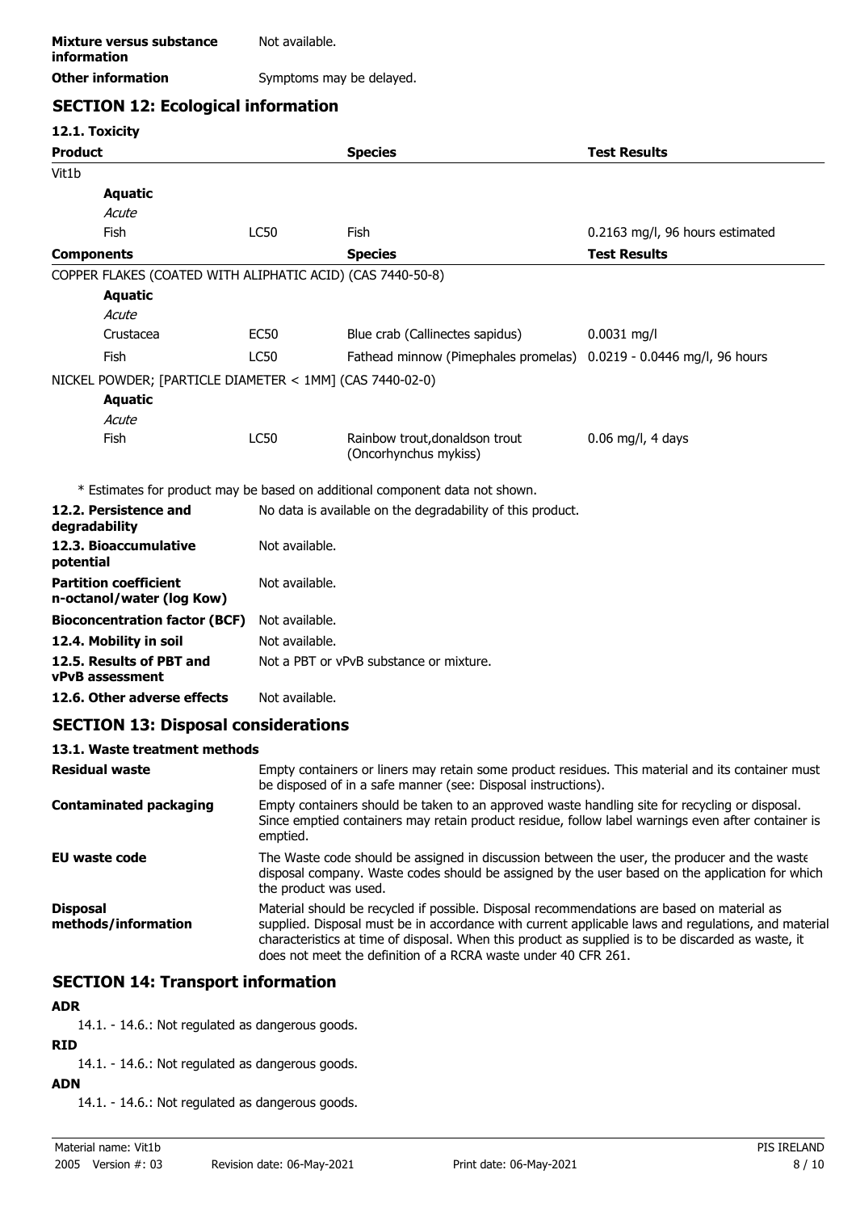**Mixture versus substance information** Not available.

**Other information** Symptoms may be delayed.

## SECTION 12: Ecological information

### 12.1. Toxicity

| Product | | Species | Test Results |
|---|---|---|---|
| Vit1b | | | |
| **Aquatic** | | | |
| *Acute* | | | |
| Fish | LC50 | Fish | 0.2163 mg/l, 96 hours estimated |

| Components | | Species | Test Results |
|---|---|---|---|
| COPPER FLAKES (COATED WITH ALIPHATIC ACID) (CAS 7440-50-8) | | | |
| **Aquatic** | | | |
| *Acute* | | | |
| Crustacea | EC50 | Blue crab (Callinectes sapidus) | 0.0031 mg/l |
| Fish | LC50 | Fathead minnow (Pimephales promelas) | 0.0219 - 0.0446 mg/l, 96 hours |
| NICKEL POWDER; [PARTICLE DIAMETER < 1MM] (CAS 7440-02-0) | | | |
| **Aquatic** | | | |
| *Acute* | | | |
| Fish | LC50 | Rainbow trout,donaldson trout (Oncorhynchus mykiss) | 0.06 mg/l, 4 days |

* Estimates for product may be based on additional component data not shown.

**12.2. Persistence and degradability** No data is available on the degradability of this product.

**12.3. Bioaccumulative potential** Not available.

**Partition coefficient n-octanol/water (log Kow)** Not available.

**Bioconcentration factor (BCF)** Not available.

**12.4. Mobility in soil** Not available.

**12.5. Results of PBT and vPvB assessment** Not a PBT or vPvB substance or mixture.

**12.6. Other adverse effects** Not available.

## SECTION 13: Disposal considerations

### 13.1. Waste treatment methods

**Residual waste** Empty containers or liners may retain some product residues. This material and its container must be disposed of in a safe manner (see: Disposal instructions).

**Contaminated packaging** Empty containers should be taken to an approved waste handling site for recycling or disposal. Since emptied containers may retain product residue, follow label warnings even after container is emptied.

**EU waste code** The Waste code should be assigned in discussion between the user, the producer and the waste disposal company. Waste codes should be assigned by the user based on the application for which the product was used.

**Disposal methods/information** Material should be recycled if possible. Disposal recommendations are based on material as supplied. Disposal must be in accordance with current applicable laws and regulations, and material characteristics at time of disposal. When this product as supplied is to be discarded as waste, it does not meet the definition of a RCRA waste under 40 CFR 261.

## SECTION 14: Transport information

**ADR**

14.1. - 14.6.: Not regulated as dangerous goods.

**RID**

14.1. - 14.6.: Not regulated as dangerous goods.

**ADN**

14.1. - 14.6.: Not regulated as dangerous goods.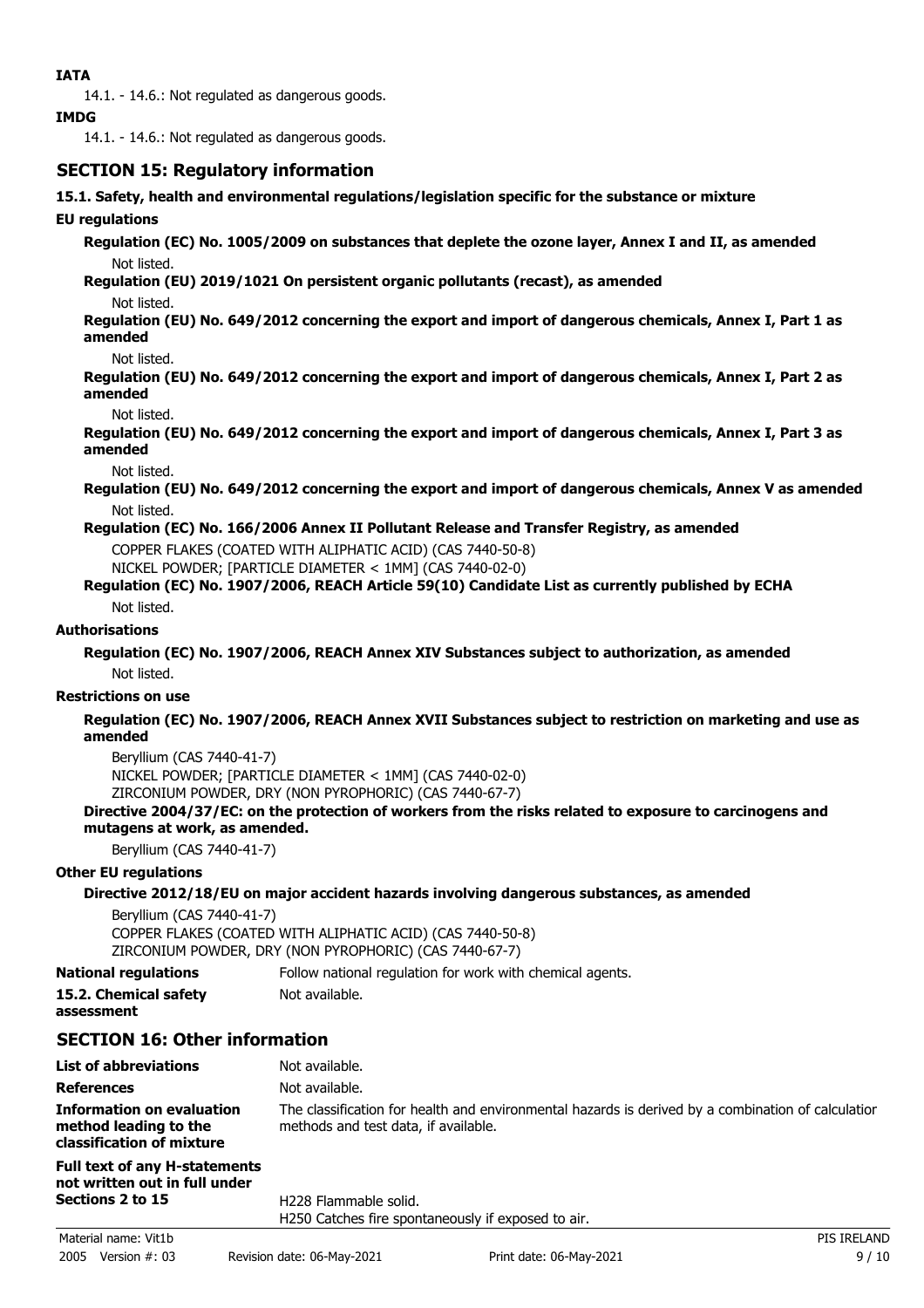**IATA**

14.1. - 14.6.: Not regulated as dangerous goods.

**IMDG**

14.1. - 14.6.: Not regulated as dangerous goods.

## SECTION 15: Regulatory information

**15.1. Safety, health and environmental regulations/legislation specific for the substance or mixture**

**EU regulations**

**Regulation (EC) No. 1005/2009 on substances that deplete the ozone layer, Annex I and II, as amended**

Not listed.

**Regulation (EU) 2019/1021 On persistent organic pollutants (recast), as amended**

Not listed.

**Regulation (EU) No. 649/2012 concerning the export and import of dangerous chemicals, Annex I, Part 1 as amended**

Not listed.

**Regulation (EU) No. 649/2012 concerning the export and import of dangerous chemicals, Annex I, Part 2 as amended**

Not listed.

**Regulation (EU) No. 649/2012 concerning the export and import of dangerous chemicals, Annex I, Part 3 as amended**

Not listed.

**Regulation (EU) No. 649/2012 concerning the export and import of dangerous chemicals, Annex V as amended**

Not listed.

**Regulation (EC) No. 166/2006 Annex II Pollutant Release and Transfer Registry, as amended**

COPPER FLAKES (COATED WITH ALIPHATIC ACID) (CAS 7440-50-8)
NICKEL POWDER; [PARTICLE DIAMETER < 1MM] (CAS 7440-02-0)

**Regulation (EC) No. 1907/2006, REACH Article 59(10) Candidate List as currently published by ECHA**

Not listed.

**Authorisations**

**Regulation (EC) No. 1907/2006, REACH Annex XIV Substances subject to authorization, as amended**

Not listed.

**Restrictions on use**

**Regulation (EC) No. 1907/2006, REACH Annex XVII Substances subject to restriction on marketing and use as amended**

Beryllium (CAS 7440-41-7)
NICKEL POWDER; [PARTICLE DIAMETER < 1MM] (CAS 7440-02-0)
ZIRCONIUM POWDER, DRY (NON PYROPHORIC) (CAS 7440-67-7)

**Directive 2004/37/EC: on the protection of workers from the risks related to exposure to carcinogens and mutagens at work, as amended.**

Beryllium (CAS 7440-41-7)

**Other EU regulations**

**Directive 2012/18/EU on major accident hazards involving dangerous substances, as amended**

Beryllium (CAS 7440-41-7)
COPPER FLAKES (COATED WITH ALIPHATIC ACID) (CAS 7440-50-8)
ZIRCONIUM POWDER, DRY (NON PYROPHORIC) (CAS 7440-67-7)

**National regulations** Follow national regulation for work with chemical agents.

**15.2. Chemical safety assessment** Not available.

## SECTION 16: Other information

**List of abbreviations** Not available.

**References** Not available.

**Information on evaluation method leading to the classification of mixture** The classification for health and environmental hazards is derived by a combination of calculation methods and test data, if available.

**Full text of any H-statements not written out in full under Sections 2 to 15**

H228 Flammable solid.
H250 Catches fire spontaneously if exposed to air.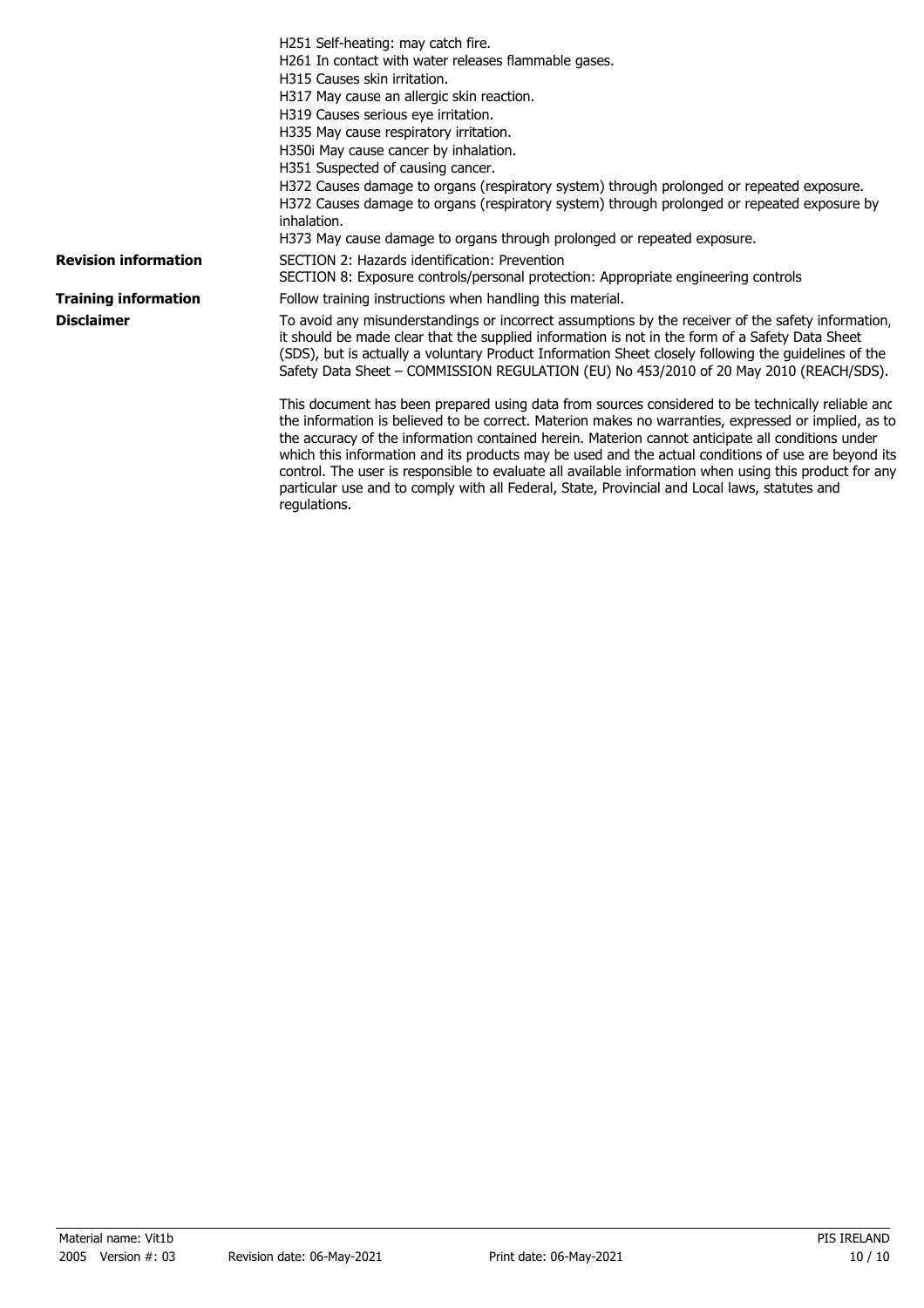H251 Self-heating: may catch fire.
H261 In contact with water releases flammable gases.
H315 Causes skin irritation.
H317 May cause an allergic skin reaction.
H319 Causes serious eye irritation.
H335 May cause respiratory irritation.
H350i May cause cancer by inhalation.
H351 Suspected of causing cancer.
H372 Causes damage to organs (respiratory system) through prolonged or repeated exposure.
H372 Causes damage to organs (respiratory system) through prolonged or repeated exposure by inhalation.
H373 May cause damage to organs through prolonged or repeated exposure.

**Revision information**

SECTION 2: Hazards identification: Prevention
SECTION 8: Exposure controls/personal protection: Appropriate engineering controls

**Training information**

Follow training instructions when handling this material.

**Disclaimer**

To avoid any misunderstandings or incorrect assumptions by the receiver of the safety information, it should be made clear that the supplied information is not in the form of a Safety Data Sheet (SDS), but is actually a voluntary Product Information Sheet closely following the guidelines of the Safety Data Sheet – COMMISSION REGULATION (EU) No 453/2010 of 20 May 2010 (REACH/SDS).

This document has been prepared using data from sources considered to be technically reliable and the information is believed to be correct. Materion makes no warranties, expressed or implied, as to the accuracy of the information contained herein. Materion cannot anticipate all conditions under which this information and its products may be used and the actual conditions of use are beyond its control. The user is responsible to evaluate all available information when using this product for any particular use and to comply with all Federal, State, Provincial and Local laws, statutes and regulations.